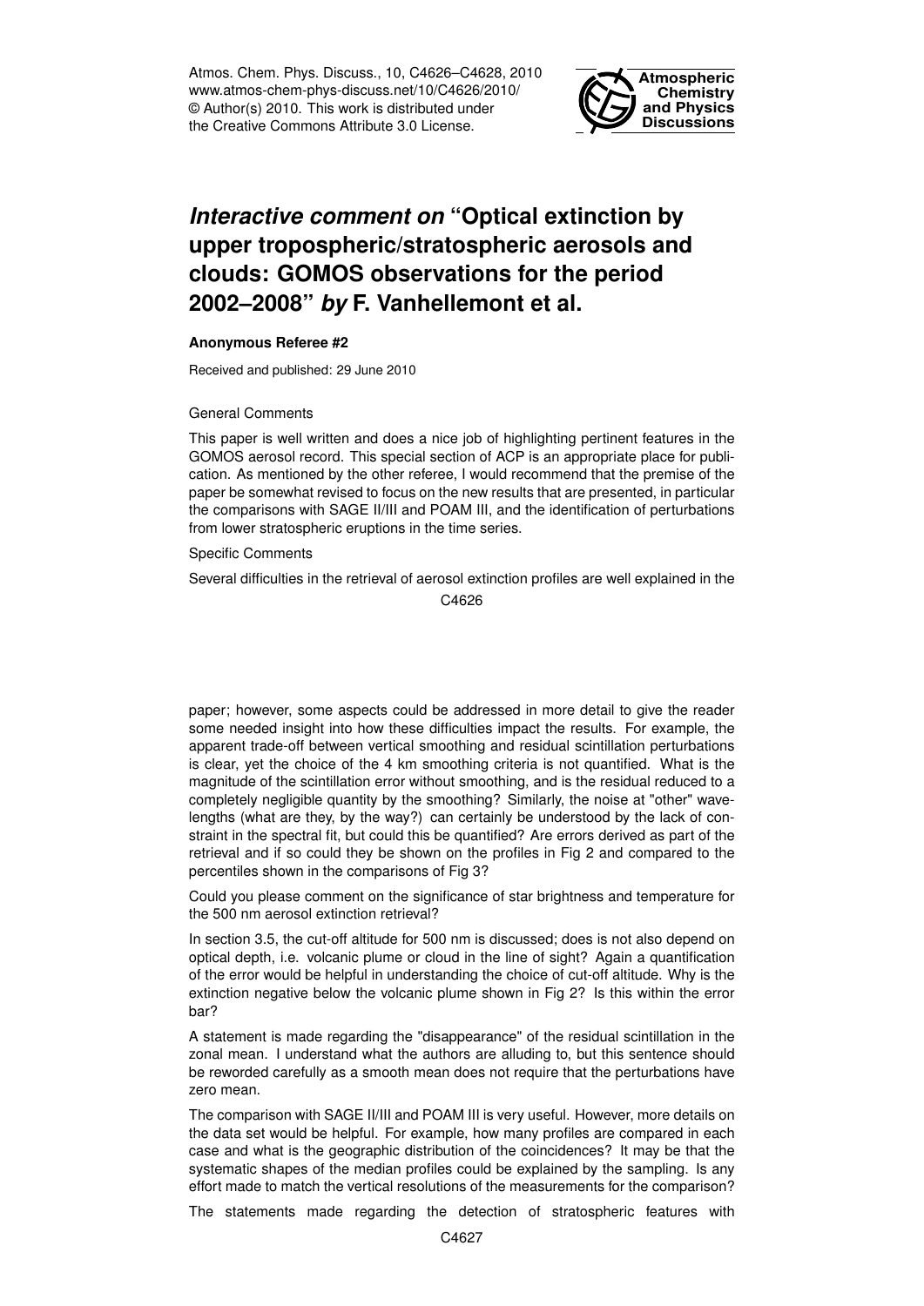# *Interactive comment on* "Optical extinction by upper tropospheric/stratospheric aerosols and clouds: GOMOS observations for the period 2002–2008" *by* F. Vanhellemont et al.

**Anonymous Referee #2**

Received and published: 29 June 2010

General Comments

This paper is well written and does a nice job of highlighting pertinent features in the GOMOS aerosol record. This special section of ACP is an appropriate place for publication. As mentioned by the other referee, I would recommend that the premise of the paper be somewhat revised to focus on the new results that are presented, in particular the comparisons with SAGE II/III and POAM III, and the identification of perturbations from lower stratospheric eruptions in the time series.

Specific Comments

Several difficulties in the retrieval of aerosol extinction profiles are well explained in the paper; however, some aspects could be addressed in more detail to give the reader some needed insight into how these difficulties impact the results. For example, the apparent trade-off between vertical smoothing and residual scintillation perturbations is clear, yet the choice of the 4 km smoothing criteria is not quantified. What is the magnitude of the scintillation error without smoothing, and is the residual reduced to a completely negligible quantity by the smoothing? Similarly, the noise at "other" wavelengths (what are they, by the way?) can certainly be understood by the lack of constraint in the spectral fit, but could this be quantified? Are errors derived as part of the retrieval and if so could they be shown on the profiles in Fig 2 and compared to the percentiles shown in the comparisons of Fig 3?

Could you please comment on the significance of star brightness and temperature for the 500 nm aerosol extinction retrieval?

In section 3.5, the cut-off altitude for 500 nm is discussed; does is not also depend on optical depth, i.e. volcanic plume or cloud in the line of sight? Again a quantification of the error would be helpful in understanding the choice of cut-off altitude. Why is the extinction negative below the volcanic plume shown in Fig 2? Is this within the error bar?

A statement is made regarding the "disappearance" of the residual scintillation in the zonal mean. I understand what the authors are alluding to, but this sentence should be reworded carefully as a smooth mean does not require that the perturbations have zero mean.

The comparison with SAGE II/III and POAM III is very useful. However, more details on the data set would be helpful. For example, how many profiles are compared in each case and what is the geographic distribution of the coincidences? It may be that the systematic shapes of the median profiles could be explained by the sampling. Is any effort made to match the vertical resolutions of the measurements for the comparison?

The statements made regarding the detection of stratospheric features with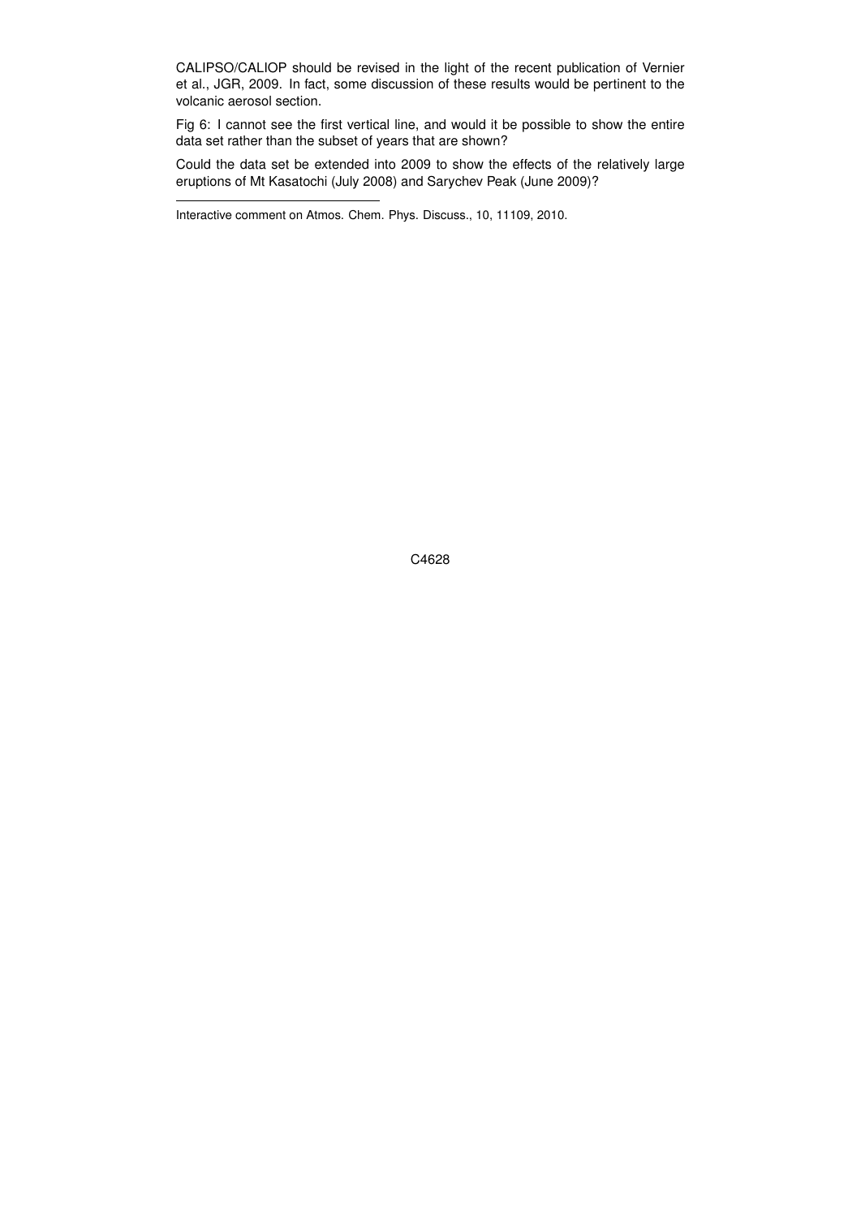CALIPSO/CALIOP should be revised in the light of the recent publication of Vernier et al., JGR, 2009. In fact, some discussion of these results would be pertinent to the volcanic aerosol section.

Fig 6: I cannot see the first vertical line, and would it be possible to show the entire data set rather than the subset of years that are shown?

Could the data set be extended into 2009 to show the effects of the relatively large eruptions of Mt Kasatochi (July 2008) and Sarychev Peak (June 2009)?

---

Interactive comment on Atmos. Chem. Phys. Discuss., 10, 11109, 2010.